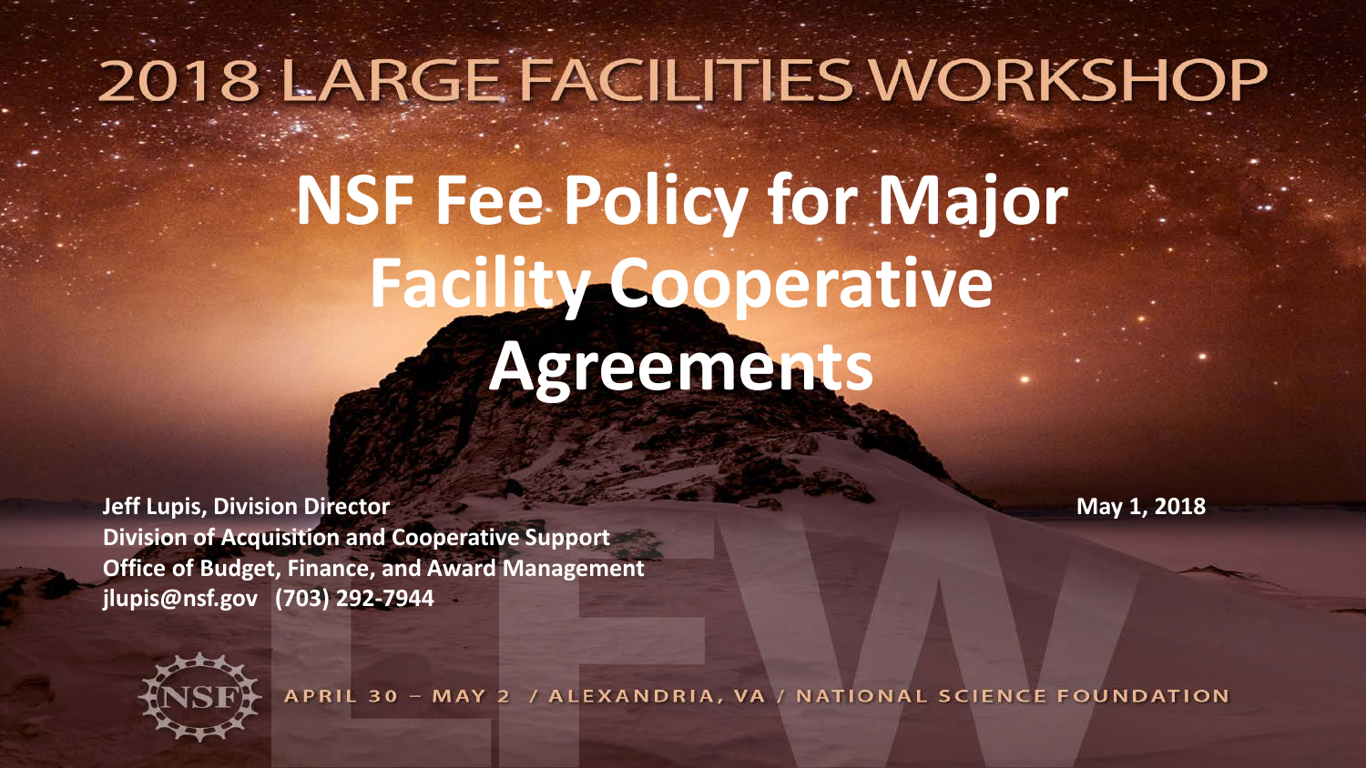# 2018 LARGE FACILITIES WORKSHOP

# NSF Fee Policy for Major Facility Cooperative Agreements

**Jeff Lupis, Division Director**
**Division of Acquisition and Cooperative Support**
**Office of Budget, Finance, and Award Management**
**jlupis@nsf.gov (703) 292-7944**

**May 1, 2018**

APRIL 30 – MAY 2 / ALEXANDRIA, VA / NATIONAL SCIENCE FOUNDATION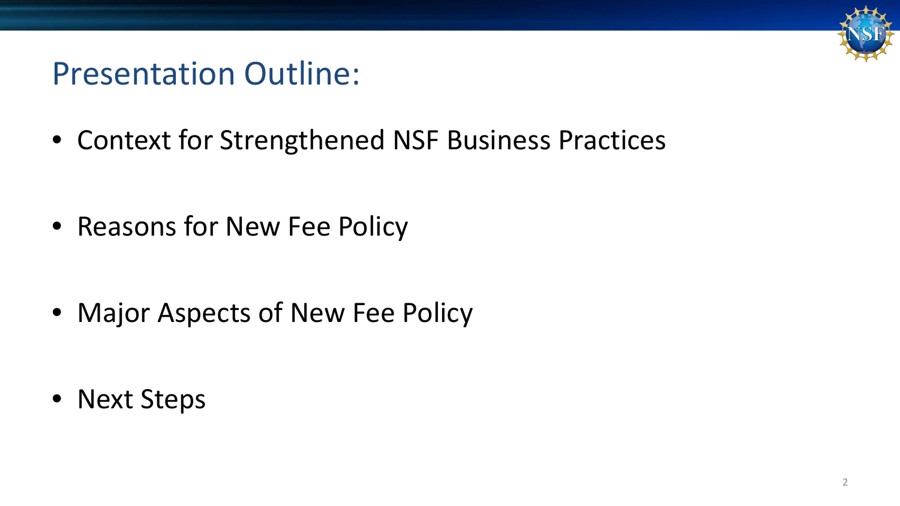# Presentation Outline:

- Context for Strengthened NSF Business Practices
- Reasons for New Fee Policy
- Major Aspects of New Fee Policy
- Next Steps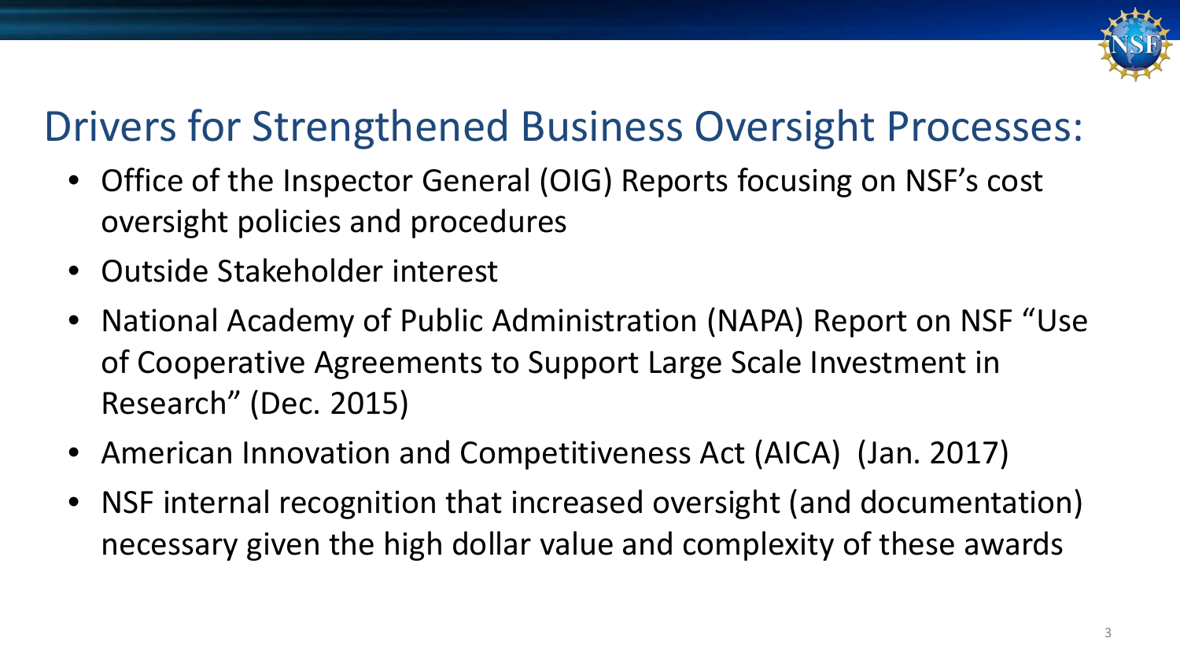# Drivers for Strengthened Business Oversight Processes:

- Office of the Inspector General (OIG) Reports focusing on NSF's cost oversight policies and procedures
- Outside Stakeholder interest
- National Academy of Public Administration (NAPA) Report on NSF "Use of Cooperative Agreements to Support Large Scale Investment in Research" (Dec. 2015)
- American Innovation and Competitiveness Act (AICA) (Jan. 2017)
- NSF internal recognition that increased oversight (and documentation) necessary given the high dollar value and complexity of these awards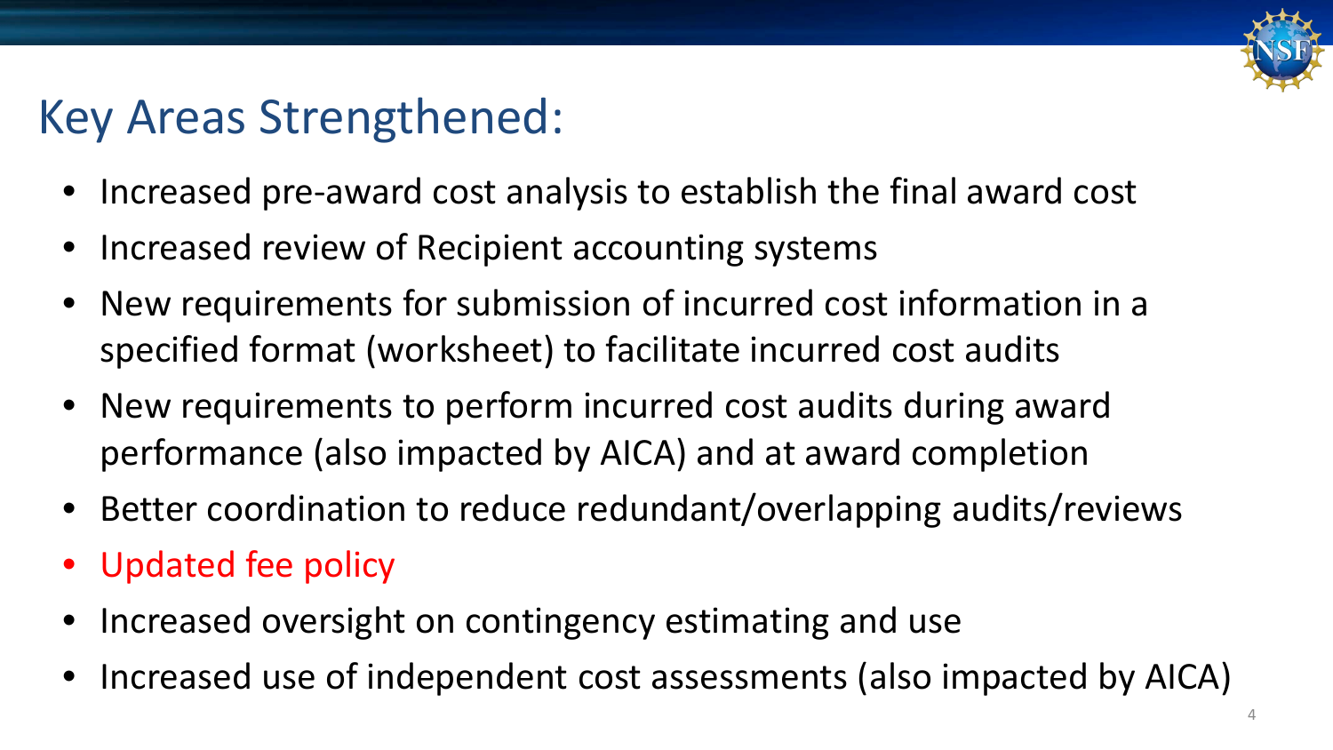# Key Areas Strengthened:

- Increased pre-award cost analysis to establish the final award cost
- Increased review of Recipient accounting systems
- New requirements for submission of incurred cost information in a specified format (worksheet) to facilitate incurred cost audits
- New requirements to perform incurred cost audits during award performance (also impacted by AICA) and at award completion
- Better coordination to reduce redundant/overlapping audits/reviews
- Updated fee policy
- Increased oversight on contingency estimating and use
- Increased use of independent cost assessments (also impacted by AICA)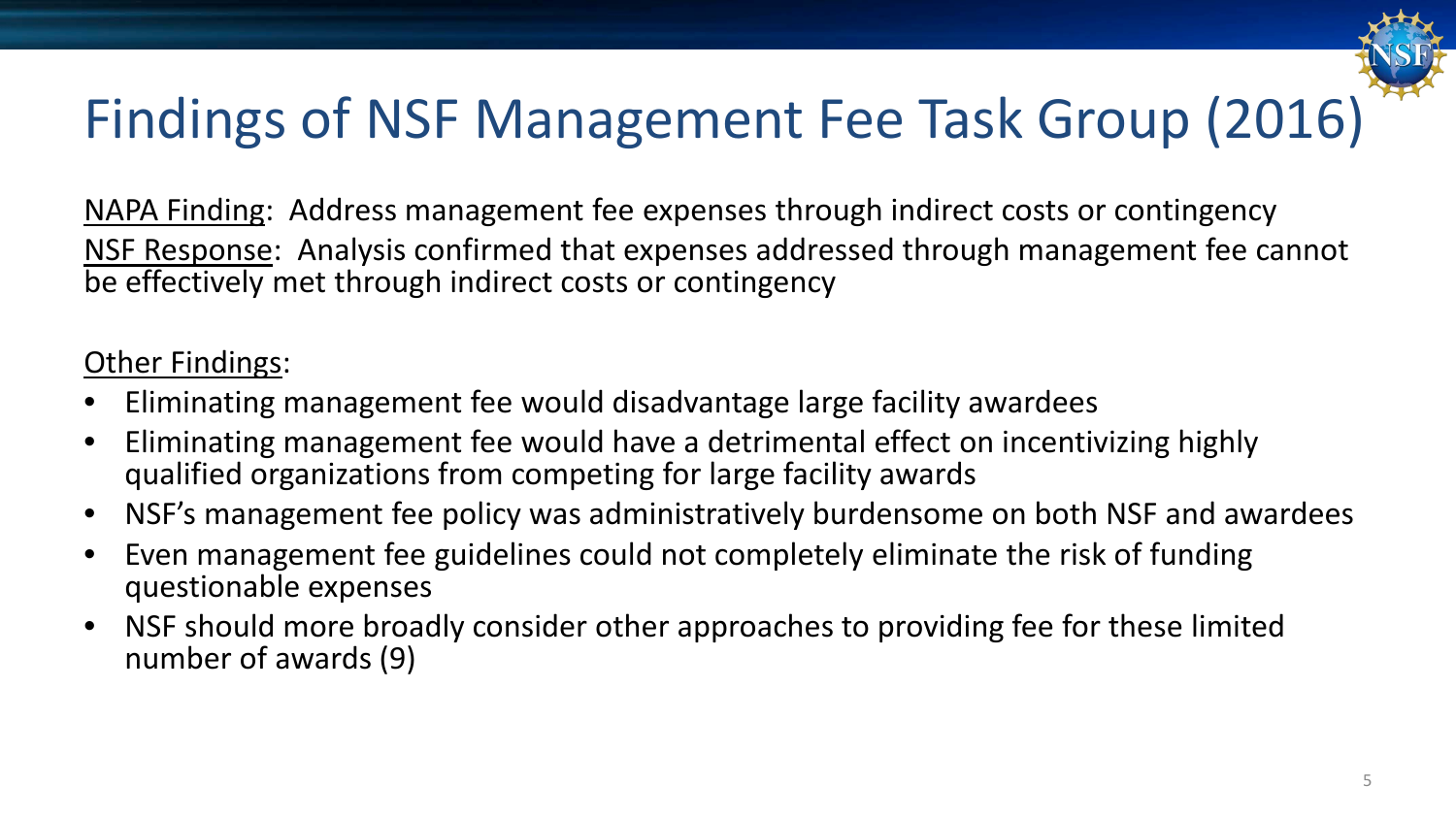# Findings of NSF Management Fee Task Group (2016)

NAPA Finding: Address management fee expenses through indirect costs or contingency

NSF Response: Analysis confirmed that expenses addressed through management fee cannot be effectively met through indirect costs or contingency

Other Findings:

- Eliminating management fee would disadvantage large facility awardees
- Eliminating management fee would have a detrimental effect on incentivizing highly qualified organizations from competing for large facility awards
- NSF's management fee policy was administratively burdensome on both NSF and awardees
- Even management fee guidelines could not completely eliminate the risk of funding questionable expenses
- NSF should more broadly consider other approaches to providing fee for these limited number of awards (9)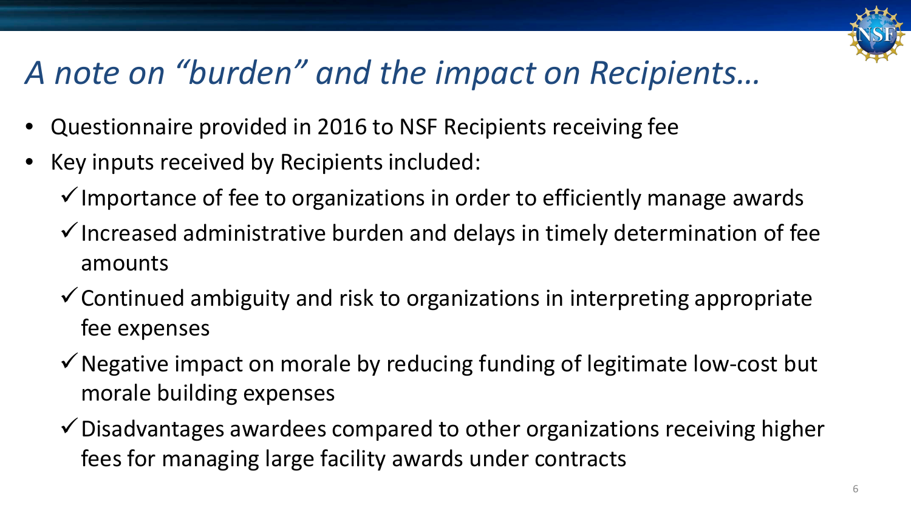# *A note on "burden" and the impact on Recipients…*

- Questionnaire provided in 2016 to NSF Recipients receiving fee
- Key inputs received by Recipients included:
  - ✓ Importance of fee to organizations in order to efficiently manage awards
  - ✓ Increased administrative burden and delays in timely determination of fee amounts
  - ✓ Continued ambiguity and risk to organizations in interpreting appropriate fee expenses
  - ✓ Negative impact on morale by reducing funding of legitimate low-cost but morale building expenses
  - ✓ Disadvantages awardees compared to other organizations receiving higher fees for managing large facility awards under contracts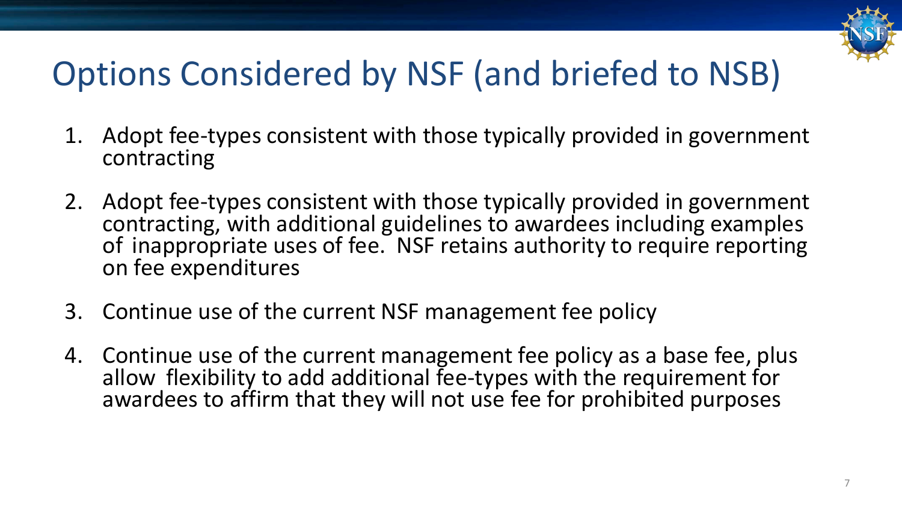# Options Considered by NSF (and briefed to NSB)

1. Adopt fee-types consistent with those typically provided in government contracting
2. Adopt fee-types consistent with those typically provided in government contracting, with additional guidelines to awardees including examples of inappropriate uses of fee. NSF retains authority to require reporting on fee expenditures
3. Continue use of the current NSF management fee policy
4. Continue use of the current management fee policy as a base fee, plus allow flexibility to add additional fee-types with the requirement for awardees to affirm that they will not use fee for prohibited purposes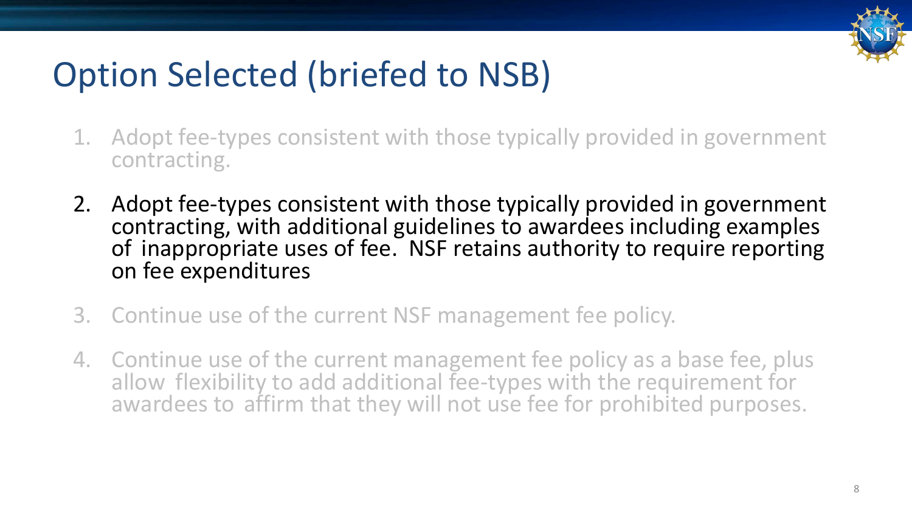# Option Selected (briefed to NSB)

1. Adopt fee-types consistent with those typically provided in government contracting.
2. Adopt fee-types consistent with those typically provided in government contracting, with additional guidelines to awardees including examples of inappropriate uses of fee. NSF retains authority to require reporting on fee expenditures
3. Continue use of the current NSF management fee policy.
4. Continue use of the current management fee policy as a base fee, plus allow flexibility to add additional fee-types with the requirement for awardees to affirm that they will not use fee for prohibited purposes.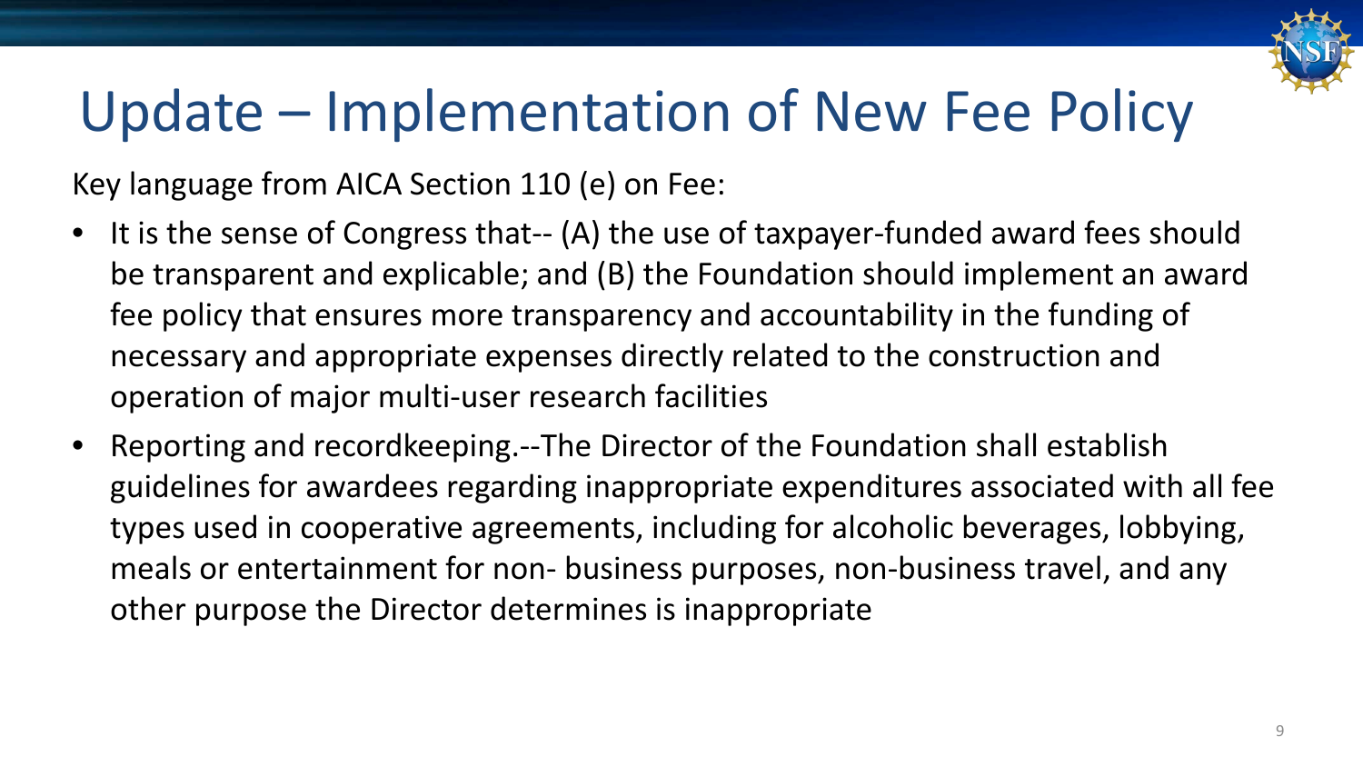# Update – Implementation of New Fee Policy

Key language from AICA Section 110 (e) on Fee:

- It is the sense of Congress that-- (A) the use of taxpayer-funded award fees should be transparent and explicable; and (B) the Foundation should implement an award fee policy that ensures more transparency and accountability in the funding of necessary and appropriate expenses directly related to the construction and operation of major multi-user research facilities
- Reporting and recordkeeping.--The Director of the Foundation shall establish guidelines for awardees regarding inappropriate expenditures associated with all fee types used in cooperative agreements, including for alcoholic beverages, lobbying, meals or entertainment for non- business purposes, non-business travel, and any other purpose the Director determines is inappropriate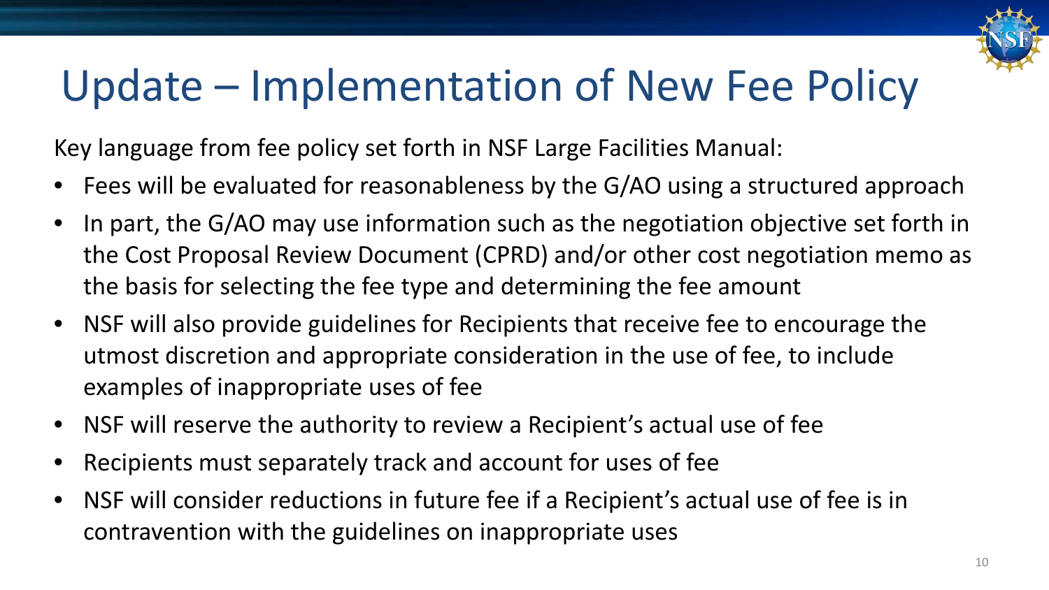# Update – Implementation of New Fee Policy

Key language from fee policy set forth in NSF Large Facilities Manual:

- Fees will be evaluated for reasonableness by the G/AO using a structured approach
- In part, the G/AO may use information such as the negotiation objective set forth in the Cost Proposal Review Document (CPRD) and/or other cost negotiation memo as the basis for selecting the fee type and determining the fee amount
- NSF will also provide guidelines for Recipients that receive fee to encourage the utmost discretion and appropriate consideration in the use of fee, to include examples of inappropriate uses of fee
- NSF will reserve the authority to review a Recipient's actual use of fee
- Recipients must separately track and account for uses of fee
- NSF will consider reductions in future fee if a Recipient's actual use of fee is in contravention with the guidelines on inappropriate uses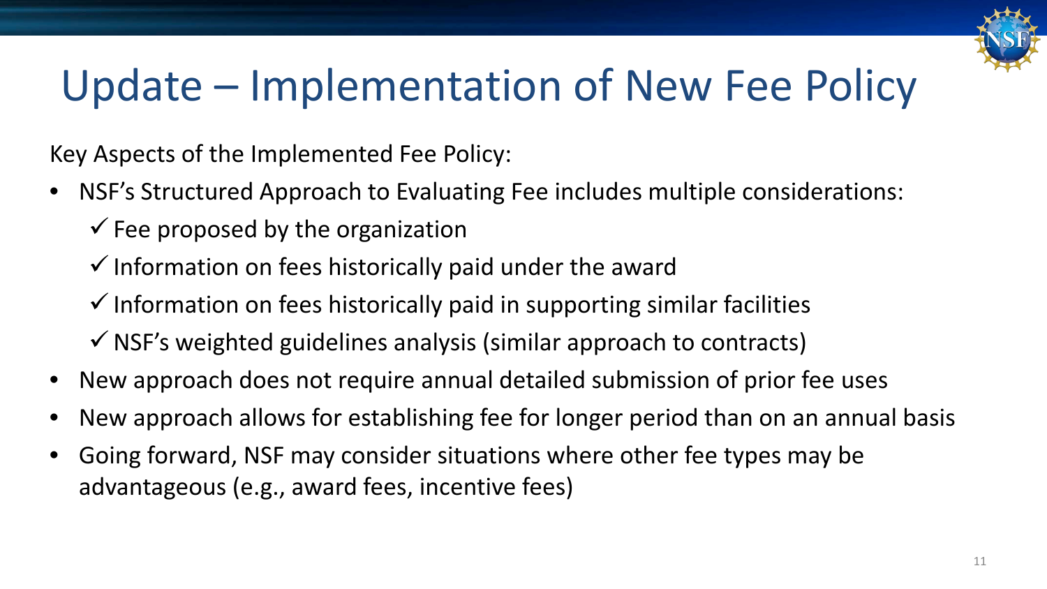# Update – Implementation of New Fee Policy

Key Aspects of the Implemented Fee Policy:

- NSF's Structured Approach to Evaluating Fee includes multiple considerations:
  - ✓ Fee proposed by the organization
  - ✓ Information on fees historically paid under the award
  - ✓ Information on fees historically paid in supporting similar facilities
  - ✓ NSF's weighted guidelines analysis (similar approach to contracts)
- New approach does not require annual detailed submission of prior fee uses
- New approach allows for establishing fee for longer period than on an annual basis
- Going forward, NSF may consider situations where other fee types may be advantageous (e.g., award fees, incentive fees)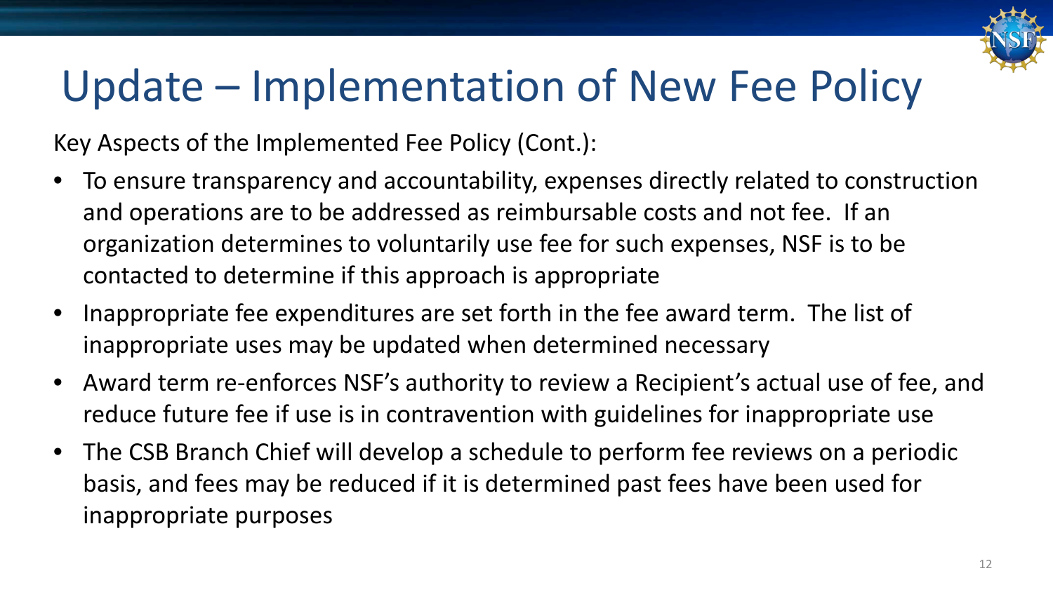# Update – Implementation of New Fee Policy

Key Aspects of the Implemented Fee Policy (Cont.):

- To ensure transparency and accountability, expenses directly related to construction and operations are to be addressed as reimbursable costs and not fee. If an organization determines to voluntarily use fee for such expenses, NSF is to be contacted to determine if this approach is appropriate
- Inappropriate fee expenditures are set forth in the fee award term. The list of inappropriate uses may be updated when determined necessary
- Award term re-enforces NSF's authority to review a Recipient's actual use of fee, and reduce future fee if use is in contravention with guidelines for inappropriate use
- The CSB Branch Chief will develop a schedule to perform fee reviews on a periodic basis, and fees may be reduced if it is determined past fees have been used for inappropriate purposes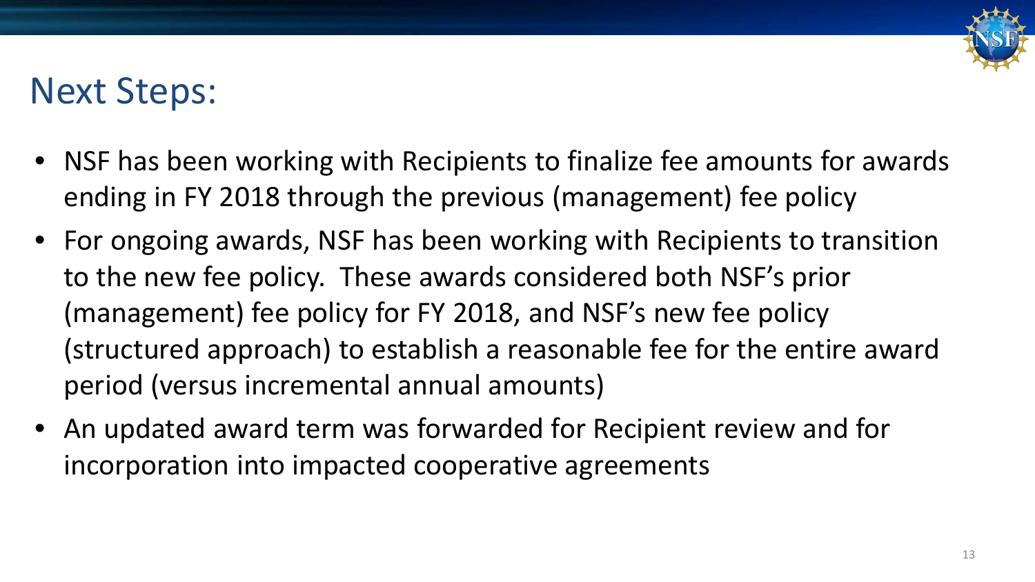# Next Steps:

- NSF has been working with Recipients to finalize fee amounts for awards ending in FY 2018 through the previous (management) fee policy
- For ongoing awards, NSF has been working with Recipients to transition to the new fee policy. These awards considered both NSF's prior (management) fee policy for FY 2018, and NSF's new fee policy (structured approach) to establish a reasonable fee for the entire award period (versus incremental annual amounts)
- An updated award term was forwarded for Recipient review and for incorporation into impacted cooperative agreements